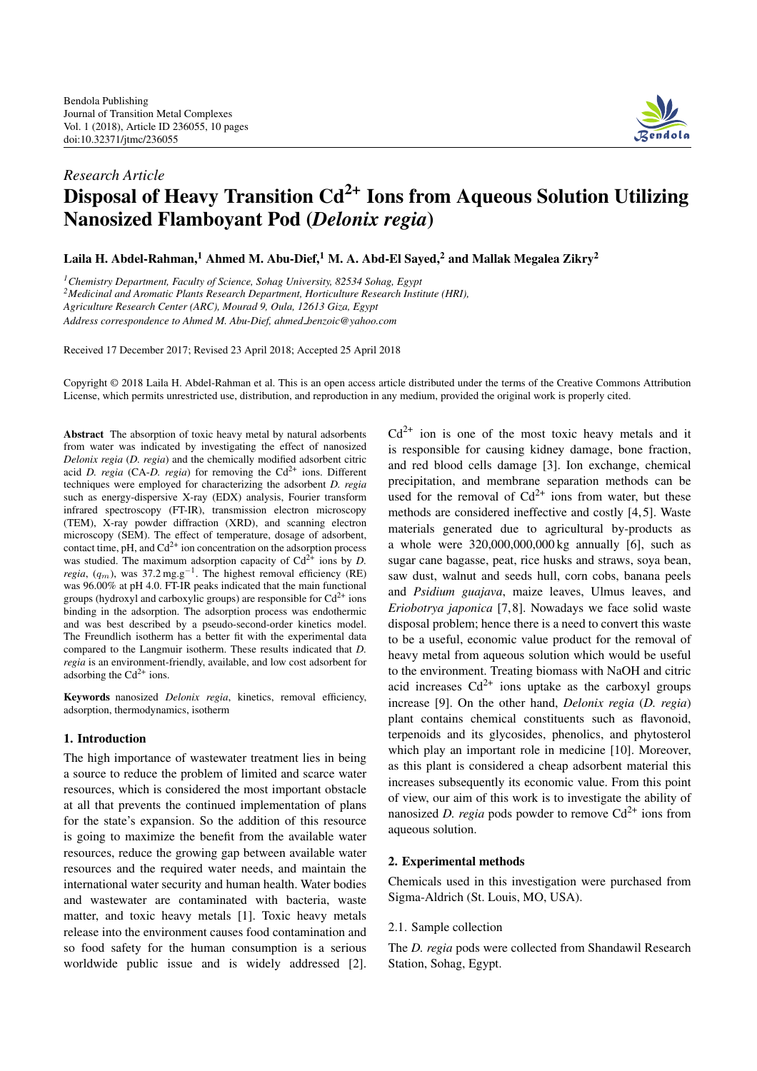*Research Article*

# Disposal of Heavy Transition $Cd^{2+}$ Ions from Aqueous Solution Utilizing Nanosized Flamboyant Pod (*Delonix regia*)

**Laila H. Abdel-Rahman,[1] Ahmed M. Abu-Dief,[1] M. A. Abd-El Sayed,[2] and Mallak Megalea Zikry[2]**

[1] *Chemistry Department, Faculty of Science, Sohag University, 82534 Sohag, Egypt*
[2] *Medicinal and Aromatic Plants Research Department, Horticulture Research Institute (HRI), Agriculture Research Center (ARC), Mourad 9, Oula, 12613 Giza, Egypt*
*Address correspondence to Ahmed M. Abu-Dief, ahmed_benzoic@yahoo.com*

Received 17 December 2017; Revised 23 April 2018; Accepted 25 April 2018

Copyright © 2018 Laila H. Abdel-Rahman et al. This is an open access article distributed under the terms of the Creative Commons Attribution License, which permits unrestricted use, distribution, and reproduction in any medium, provided the original work is properly cited.

**Abstract** The absorption of toxic heavy metal by natural adsorbents from water was indicated by investigating the effect of nanosized *Delonix regia* (*D. regia*) and the chemically modified adsorbent citric acid *D. regia* (CA-*D. regia*) for removing the $Cd^{2+}$ ions. Different techniques were employed for characterizing the adsorbent *D. regia* such as energy-dispersive X-ray (EDX) analysis, Fourier transform infrared spectroscopy (FT-IR), transmission electron microscopy (TEM), X-ray powder diffraction (XRD), and scanning electron microscopy (SEM). The effect of temperature, dosage of adsorbent, contact time, pH, and $Cd^{2+}$ ion concentration on the adsorption process was studied. The maximum adsorption capacity of $Cd^{2+}$ ions by *D. regia*, ($q_m$), was 37.2 mg.g$^{-1}$. The highest removal efficiency (RE) was 96.00% at pH 4.0. FT-IR peaks indicated that the main functional groups (hydroxyl and carboxylic groups) are responsible for $Cd^{2+}$ ions binding in the adsorption. The adsorption process was endothermic and was best described by a pseudo-second-order kinetics model. The Freundlich isotherm has a better fit with the experimental data compared to the Langmuir isotherm. These results indicated that *D. regia* is an environment-friendly, available, and low cost adsorbent for adsorbing the $Cd^{2+}$ ions.

**Keywords** nanosized *Delonix regia*, kinetics, removal efficiency, adsorption, thermodynamics, isotherm

## 1. Introduction

The high importance of wastewater treatment lies in being a source to reduce the problem of limited and scarce water resources, which is considered the most important obstacle at all that prevents the continued implementation of plans for the state's expansion. So the addition of this resource is going to maximize the benefit from the available water resources, reduce the growing gap between available water resources and the required water needs, and maintain the international water security and human health. Water bodies and wastewater are contaminated with bacteria, waste matter, and toxic heavy metals [1]. Toxic heavy metals release into the environment causes food contamination and so food safety for the human consumption is a serious worldwide public issue and is widely addressed [2]. $Cd^{2+}$ ion is one of the most toxic heavy metals and it is responsible for causing kidney damage, bone fraction, and red blood cells damage [3]. Ion exchange, chemical precipitation, and membrane separation methods can be used for the removal of $Cd^{2+}$ ions from water, but these methods are considered ineffective and costly [4,5]. Waste materials generated due to agricultural by-products as a whole were 320,000,000,000 kg annually [6], such as sugar cane bagasse, peat, rice husks and straws, soya bean, saw dust, walnut and seeds hull, corn cobs, banana peels and *Psidium guajava*, maize leaves, Ulmus leaves, and *Eriobotrya japonica* [7,8]. Nowadays we face solid waste disposal problem; hence there is a need to convert this waste to be a useful, economic value product for the removal of heavy metal from aqueous solution which would be useful to the environment. Treating biomass with NaOH and citric acid increases $Cd^{2+}$ ions uptake as the carboxyl groups increase [9]. On the other hand, *Delonix regia* (*D. regia*) plant contains chemical constituents such as flavonoid, terpenoids and its glycosides, phenolics, and phytosterol which play an important role in medicine [10]. Moreover, as this plant is considered a cheap adsorbent material this increases subsequently its economic value. From this point of view, our aim of this work is to investigate the ability of nanosized *D. regia* pods powder to remove $Cd^{2+}$ ions from aqueous solution.

## 2. Experimental methods

Chemicals used in this investigation were purchased from Sigma-Aldrich (St. Louis, MO, USA).

### 2.1. Sample collection

The *D. regia* pods were collected from Shandawil Research Station, Sohag, Egypt.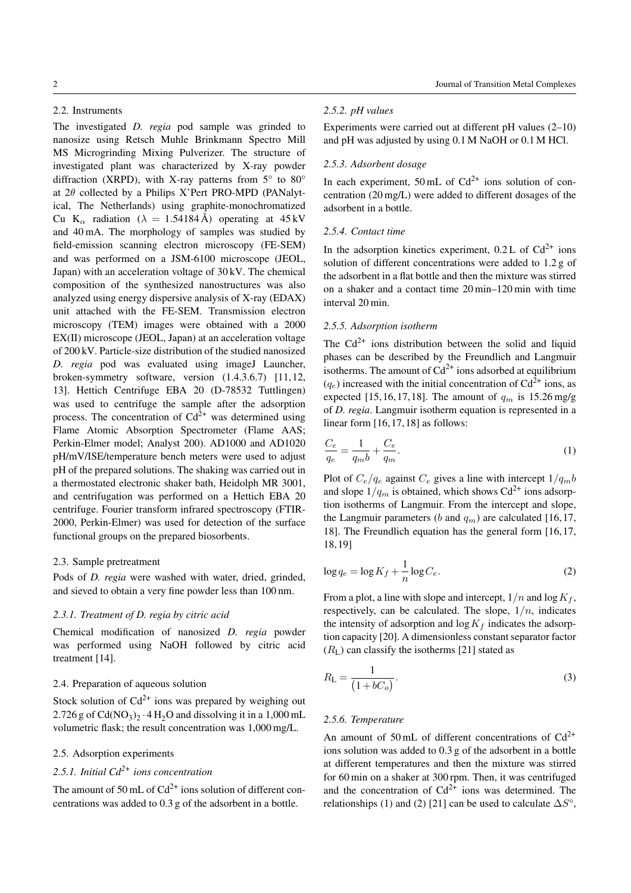### 2.2. Instruments

The investigated *D. regia* pod sample was grinded to nanosize using Retsch Muhle Brinkmann Spectro Mill MS Microgrinding Mixing Pulverizer. The structure of investigated plant was characterized by X-ray powder diffraction (XRPD), with X-ray patterns from 5° to 80° at $2\theta$ collected by a Philips X'Pert PRO-MPD (PANalytical, The Netherlands) using graphite-monochromatized Cu $K_\alpha$ radiation ($\lambda = 1.54184$ Å) operating at 45 kV and 40 mA. The morphology of samples was studied by field-emission scanning electron microscopy (FE-SEM) and was performed on a JSM-6100 microscope (JEOL, Japan) with an acceleration voltage of 30 kV. The chemical composition of the synthesized nanostructures was also analyzed using energy dispersive analysis of X-ray (EDAX) unit attached with the FE-SEM. Transmission electron microscopy (TEM) images were obtained with a 2000 EX(II) microscope (JEOL, Japan) at an acceleration voltage of 200 kV. Particle-size distribution of the studied nanosized *D. regia* pod was evaluated using imageJ Launcher, broken-symmetry software, version (1.4.3.6.7) [11, 12, 13]. Hettich Centrifuge EBA 20 (D-78532 Tuttlingen) was used to centrifuge the sample after the adsorption process. The concentration of $Cd^{2+}$ was determined using Flame Atomic Absorption Spectrometer (Flame AAS; Perkin-Elmer model; Analyst 200). AD1000 and AD1020 pH/mV/ISE/temperature bench meters were used to adjust pH of the prepared solutions. The shaking was carried out in a thermostated electronic shaker bath, Heidolph MR 3001, and centrifugation was performed on a Hettich EBA 20 centrifuge. Fourier transform infrared spectroscopy (FTIR-2000, Perkin-Elmer) was used for detection of the surface functional groups on the prepared biosorbents.

### 2.3. Sample pretreatment

Pods of *D. regia* were washed with water, dried, grinded, and sieved to obtain a very fine powder less than 100 nm.

#### *2.3.1. Treatment of D. regia by citric acid*

Chemical modification of nanosized *D. regia* powder was performed using NaOH followed by citric acid treatment [14].

### 2.4. Preparation of aqueous solution

Stock solution of $Cd^{2+}$ ions was prepared by weighing out 2.726 g of $Cd(NO_3)_2 \cdot 4\,H_2O$ and dissolving it in a 1,000 mL volumetric flask; the result concentration was 1,000 mg/L.

### 2.5. Adsorption experiments

#### *2.5.1. Initial $Cd^{2+}$ ions concentration*

The amount of 50 mL of $Cd^{2+}$ ions solution of different concentrations was added to 0.3 g of the adsorbent in a bottle.

#### *2.5.2. pH values*

Experiments were carried out at different pH values (2–10) and pH was adjusted by using 0.1 M NaOH or 0.1 M HCl.

#### *2.5.3. Adsorbent dosage*

In each experiment, 50 mL of $Cd^{2+}$ ions solution of concentration (20 mg/L) were added to different dosages of the adsorbent in a bottle.

#### *2.5.4. Contact time*

In the adsorption kinetics experiment, 0.2 L of $Cd^{2+}$ ions solution of different concentrations were added to 1.2 g of the adsorbent in a flat bottle and then the mixture was stirred on a shaker and a contact time 20 min–120 min with time interval 20 min.

#### *2.5.5. Adsorption isotherm*

The $Cd^{2+}$ ions distribution between the solid and liquid phases can be described by the Freundlich and Langmuir isotherms. The amount of $Cd^{2+}$ ions adsorbed at equilibrium ($q_e$) increased with the initial concentration of $Cd^{2+}$ ions, as expected [15, 16, 17, 18]. The amount of $q_m$ is 15.26 mg/g of *D. regia*. Langmuir isotherm equation is represented in a linear form [16, 17, 18] as follows:

$$\frac{C_e}{q_e} = \frac{1}{q_m b} + \frac{C_e}{q_m}. \tag{1}$$

Plot of $C_e/q_e$ against $C_e$ gives a line with intercept $1/q_m b$ and slope $1/q_m$ is obtained, which shows $Cd^{2+}$ ions adsorption isotherms of Langmuir. From the intercept and slope, the Langmuir parameters ($b$ and $q_m$) are calculated [16, 17, 18]. The Freundlich equation has the general form [16, 17, 18, 19]

$$\log q_e = \log K_f + \frac{1}{n}\log C_e. \tag{2}$$

From a plot, a line with slope and intercept, $1/n$ and $\log K_f$, respectively, can be calculated. The slope, $1/n$, indicates the intensity of adsorption and $\log K_f$ indicates the adsorption capacity [20]. A dimensionless constant separator factor ($R_L$) can classify the isotherms [21] stated as

$$R_L = \frac{1}{\left(1 + bC_o\right)}. \tag{3}$$

#### *2.5.6. Temperature*

An amount of 50 mL of different concentrations of $Cd^{2+}$ ions solution was added to 0.3 g of the adsorbent in a bottle at different temperatures and then the mixture was stirred for 60 min on a shaker at 300 rpm. Then, it was centrifuged and the concentration of $Cd^{2+}$ ions was determined. The relationships (1) and (2) [21] can be used to calculate $\Delta S^\circ$,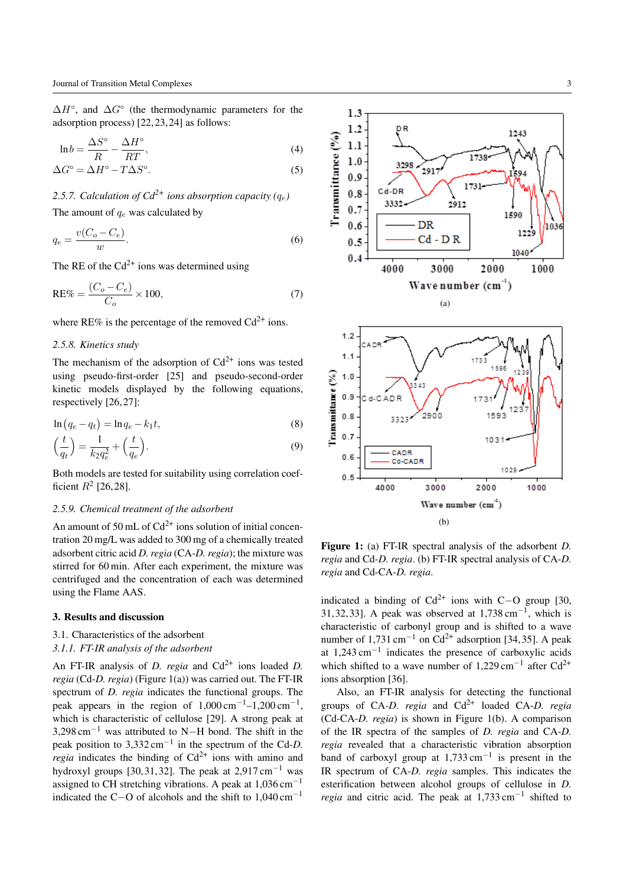$\Delta H^{\circ}$, and $\Delta G^{\circ}$ (the thermodynamic parameters for the adsorption process) [22,23,24] as follows:

$$\ln b = \frac{\Delta S^{\circ}}{R} - \frac{\Delta H^{\circ}}{RT}, \tag{4}$$

$$\Delta G^{\circ} = \Delta H^{\circ} - T\Delta S^{\circ}. \tag{5}$$

*2.5.7. Calculation of $Cd^{2+}$ ions absorption capacity ($q_e$)*

The amount of $q_e$ was calculated by

$$q_e = \frac{v(C_o - C_e)}{w}. \tag{6}$$

The RE of the $Cd^{2+}$ ions was determined using

$$\text{RE\%} = \frac{(C_o - C_e)}{C_o} \times 100, \tag{7}$$

where RE% is the percentage of the removed $Cd^{2+}$ ions.

*2.5.8. Kinetics study*

The mechanism of the adsorption of $Cd^{2+}$ ions was tested using pseudo-first-order [25] and pseudo-second-order kinetic models displayed by the following equations, respectively [26,27]:

$$\ln(q_e - q_t) = \ln q_e - k_1 t, \tag{8}$$

$$\left(\frac{t}{q_t}\right) = \frac{1}{k_2 q_e^2} + \left(\frac{t}{q_e}\right). \tag{9}$$

Both models are tested for suitability using correlation coefficient $R^2$ [26,28].

*2.5.9. Chemical treatment of the adsorbent*

An amount of 50 mL of $Cd^{2+}$ ions solution of initial concentration 20 mg/L was added to 300 mg of a chemically treated adsorbent citric acid *D. regia* (CA-*D. regia*); the mixture was stirred for 60 min. After each experiment, the mixture was centrifuged and the concentration of each was determined using the Flame AAS.

## 3. Results and discussion

3.1. Characteristics of the adsorbent

*3.1.1. FT-IR analysis of the adsorbent*

An FT-IR analysis of *D. regia* and $Cd^{2+}$ ions loaded *D. regia* (Cd-*D. regia*) (Figure 1(a)) was carried out. The FT-IR spectrum of *D. regia* indicates the functional groups. The peak appears in the region of 1,000 cm$^{-1}$–1,200 cm$^{-1}$, which is characteristic of cellulose [29]. A strong peak at 3,298 cm$^{-1}$ was attributed to N−H bond. The shift in the peak position to 3,332 cm$^{-1}$ in the spectrum of the Cd-*D. regia* indicates the binding of $Cd^{2+}$ ions with amino and hydroxyl groups [30,31,32]. The peak at 2,917 cm$^{-1}$ was assigned to CH stretching vibrations. A peak at 1,036 cm$^{-1}$ indicated the C−O of alcohols and the shift to 1,040 cm$^{-1}$ indicated a binding of $Cd^{2+}$ ions with C−O group [30,31,32,33]. A peak was observed at 1,738 cm$^{-1}$, which is characteristic of carbonyl group and is shifted to a wave number of 1,731 cm$^{-1}$ on $Cd^{2+}$ adsorption [34,35]. A peak at 1,243 cm$^{-1}$ indicates the presence of carboxylic acids which shifted to a wave number of 1,229 cm$^{-1}$ after $Cd^{2+}$ ions absorption [36].

Figure 1: (a) FT-IR spectral analysis of the adsorbent *D. regia* and Cd-*D. regia*. (b) FT-IR spectral analysis of CA-*D. regia* and Cd-CA-*D. regia*.

Also, an FT-IR analysis for detecting the functional groups of CA-*D. regia* and $Cd^{2+}$ loaded CA-*D. regia* (Cd-CA-*D. regia*) is shown in Figure 1(b). A comparison of the IR spectra of the samples of *D. regia* and CA-*D. regia* revealed that a characteristic vibration absorption band of carboxyl group at 1,733 cm$^{-1}$ is present in the IR spectrum of CA-*D. regia* samples. This indicates the esterification between alcohol groups of cellulose in *D. regia* and citric acid. The peak at 1,733 cm$^{-1}$ shifted to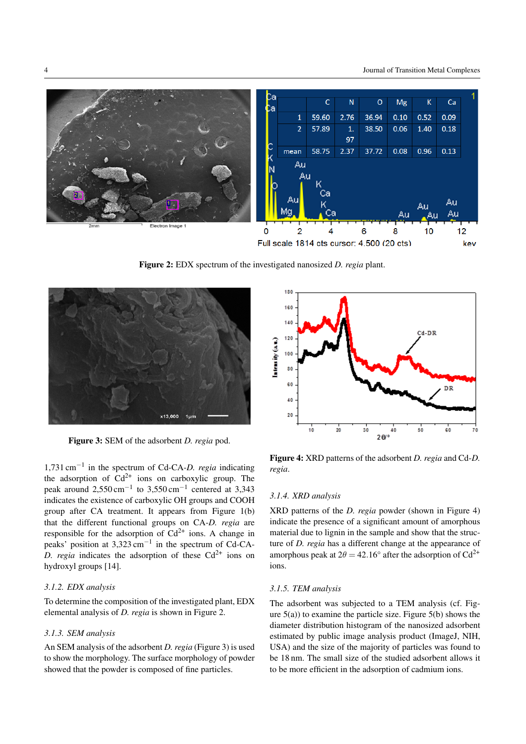Figure 2: EDX spectrum of the investigated nanosized *D. regia* plant.

Figure 3: SEM of the adsorbent *D. regia* pod.

Figure 4: XRD patterns of the adsorbent *D. regia* and Cd-*D. regia*.

1,731 $cm^{-1}$ in the spectrum of Cd-CA-*D. regia* indicating the adsorption of $Cd^{2+}$ ions on carboxylic group. The peak around 2,550 $cm^{-1}$ to 3,550 $cm^{-1}$ centered at 3,343 indicates the existence of carboxylic OH groups and COOH group after CA treatment. It appears from Figure 1(b) that the different functional groups on CA-*D. regia* are responsible for the adsorption of $Cd^{2+}$ ions. A change in peaks' position at 3,323 $cm^{-1}$ in the spectrum of Cd-CA-*D. regia* indicates the adsorption of these $Cd^{2+}$ ions on hydroxyl groups [14].

#### 3.1.2. EDX analysis

To determine the composition of the investigated plant, EDX elemental analysis of *D. regia* is shown in Figure 2.

#### 3.1.3. SEM analysis

An SEM analysis of the adsorbent *D. regia* (Figure 3) is used to show the morphology. The surface morphology of powder showed that the powder is composed of fine particles.

#### 3.1.4. XRD analysis

XRD patterns of the *D. regia* powder (shown in Figure 4) indicate the presence of a significant amount of amorphous material due to lignin in the sample and show that the structure of *D. regia* has a different change at the appearance of amorphous peak at $2\theta = 42.16°$ after the adsorption of $Cd^{2+}$ ions.

#### 3.1.5. TEM analysis

The adsorbent was subjected to a TEM analysis (cf. Figure 5(a)) to examine the particle size. Figure 5(b) shows the diameter distribution histogram of the nanosized adsorbent estimated by public image analysis product (ImageJ, NIH, USA) and the size of the majority of particles was found to be 18 nm. The small size of the studied adsorbent allows it to be more efficient in the adsorption of cadmium ions.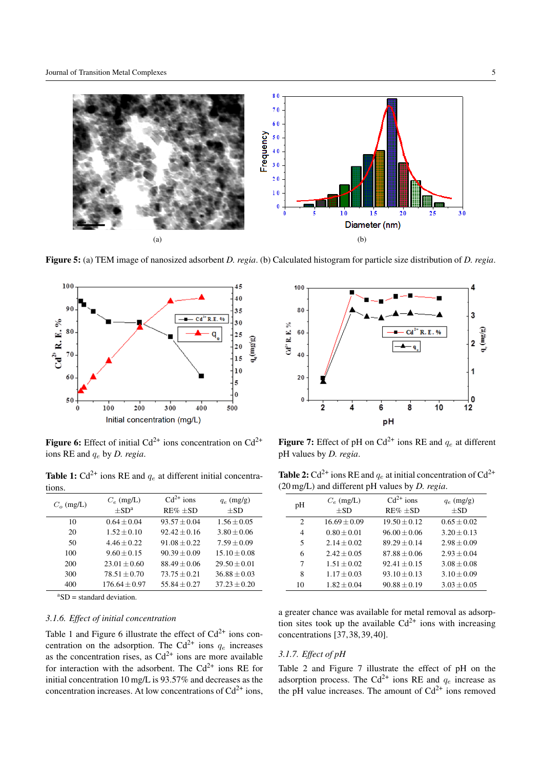**Figure 5:** (a) TEM image of nanosized adsorbent *D. regia*. (b) Calculated histogram for particle size distribution of *D. regia*.

**Figure 6:** Effect of initial $Cd^{2+}$ ions concentration on $Cd^{2+}$ ions RE and $q_e$ by *D. regia*.

**Figure 7:** Effect of pH on $Cd^{2+}$ ions RE and $q_e$ at different pH values by *D. regia*.

**Table 1:** $Cd^{2+}$ ions RE and $q_e$ at different initial concentrations.

| $C_o$ (mg/L) | $C_e$ (mg/L) ±SD[a] | $Cd^{2+}$ ions RE% ±SD | $q_e$ (mg/g) ±SD |
|---|---|---|---|
| 10 | 0.64 ± 0.04 | 93.57 ± 0.04 | 1.56 ± 0.05 |
| 20 | 1.52 ± 0.10 | 92.42 ± 0.16 | 3.80 ± 0.06 |
| 50 | 4.46 ± 0.22 | 91.08 ± 0.22 | 7.59 ± 0.09 |
| 100 | 9.60 ± 0.15 | 90.39 ± 0.09 | 15.10 ± 0.08 |
| 200 | 23.01 ± 0.60 | 88.49 ± 0.06 | 29.50 ± 0.01 |
| 300 | 78.51 ± 0.70 | 73.75 ± 0.21 | 36.88 ± 0.03 |
| 400 | 176.64 ± 0.97 | 55.84 ± 0.27 | 37.23 ± 0.20 |

[a]SD = standard deviation.

**Table 2:** $Cd^{2+}$ ions RE and $q_e$ at initial concentration of $Cd^{2+}$ (20 mg/L) and different pH values by *D. regia*.

| pH | $C_e$ (mg/L) ±SD | $Cd^{2+}$ ions RE% ±SD | $q_e$ (mg/g) ±SD |
|---|---|---|---|
| 2 | 16.69 ± 0.09 | 19.50 ± 0.12 | 0.65 ± 0.02 |
| 4 | 0.80 ± 0.01 | 96.00 ± 0.06 | 3.20 ± 0.13 |
| 5 | 2.14 ± 0.02 | 89.29 ± 0.14 | 2.98 ± 0.09 |
| 6 | 2.42 ± 0.05 | 87.88 ± 0.06 | 2.93 ± 0.04 |
| 7 | 1.51 ± 0.02 | 92.41 ± 0.15 | 3.08 ± 0.08 |
| 8 | 1.17 ± 0.03 | 93.10 ± 0.13 | 3.10 ± 0.09 |
| 10 | 1.82 ± 0.04 | 90.88 ± 0.19 | 3.03 ± 0.05 |

### 3.1.6. Effect of initial concentration

Table 1 and Figure 6 illustrate the effect of $Cd^{2+}$ ions concentration on the adsorption. The $Cd^{2+}$ ions $q_e$ increases as the concentration rises, as $Cd^{2+}$ ions are more available for interaction with the adsorbent. The $Cd^{2+}$ ions RE for initial concentration 10 mg/L is 93.57% and decreases as the concentration increases. At low concentrations of $Cd^{2+}$ ions, a greater chance was available for metal removal as adsorption sites took up the available $Cd^{2+}$ ions with increasing concentrations [37,38,39,40].

### 3.1.7. Effect of pH

Table 2 and Figure 7 illustrate the effect of pH on the adsorption process. The $Cd^{2+}$ ions RE and $q_e$ increase as the pH value increases. The amount of $Cd^{2+}$ ions removed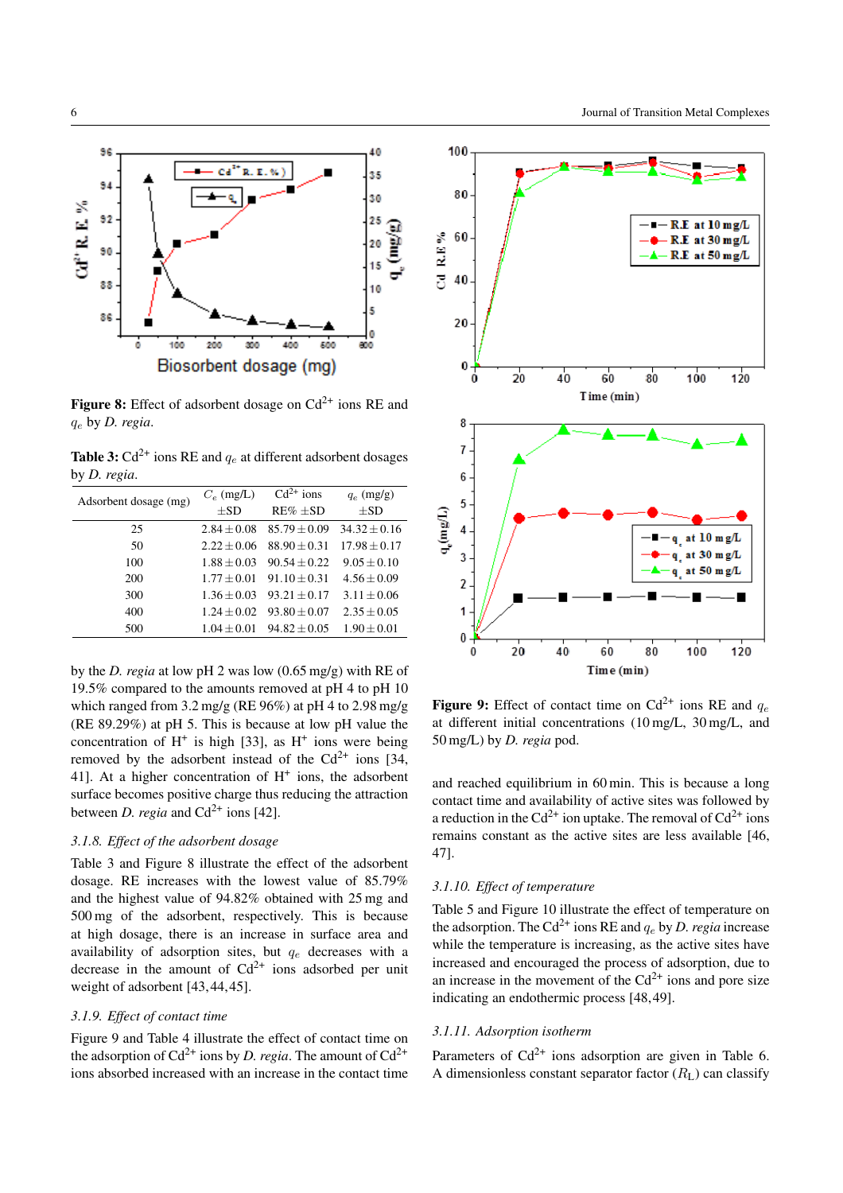Figure 8: Effect of adsorbent dosage on $Cd^{2+}$ ions RE and $q_e$ by *D. regia*.

Table 3: $Cd^{2+}$ ions RE and $q_e$ at different adsorbent dosages by *D. regia*.

| Adsorbent dosage (mg) | $C_e$ (mg/L) ±SD | $Cd^{2+}$ ions RE% ±SD | $q_e$ (mg/g) ±SD |
|---|---|---|---|
| 25 | 2.84 ± 0.08 | 85.79 ± 0.09 | 34.32 ± 0.16 |
| 50 | 2.22 ± 0.06 | 88.90 ± 0.31 | 17.98 ± 0.17 |
| 100 | 1.88 ± 0.03 | 90.54 ± 0.22 | 9.05 ± 0.10 |
| 200 | 1.77 ± 0.01 | 91.10 ± 0.31 | 4.56 ± 0.09 |
| 300 | 1.36 ± 0.03 | 93.21 ± 0.17 | 3.11 ± 0.06 |
| 400 | 1.24 ± 0.02 | 93.80 ± 0.07 | 2.35 ± 0.05 |
| 500 | 1.04 ± 0.01 | 94.82 ± 0.05 | 1.90 ± 0.01 |

by the *D. regia* at low pH 2 was low (0.65 mg/g) with RE of 19.5% compared to the amounts removed at pH 4 to pH 10 which ranged from 3.2 mg/g (RE 96%) at pH 4 to 2.98 mg/g (RE 89.29%) at pH 5. This is because at low pH value the concentration of $H^+$ is high [33], as $H^+$ ions were being removed by the adsorbent instead of the $Cd^{2+}$ ions [34, 41]. At a higher concentration of $H^+$ ions, the adsorbent surface becomes positive charge thus reducing the attraction between *D. regia* and $Cd^{2+}$ ions [42].

### 3.1.8. Effect of the adsorbent dosage

Table 3 and Figure 8 illustrate the effect of the adsorbent dosage. RE increases with the lowest value of 85.79% and the highest value of 94.82% obtained with 25 mg and 500 mg of the adsorbent, respectively. This is because at high dosage, there is an increase in surface area and availability of adsorption sites, but $q_e$ decreases with a decrease in the amount of $Cd^{2+}$ ions adsorbed per unit weight of adsorbent [43,44,45].

### 3.1.9. Effect of contact time

Figure 9 and Table 4 illustrate the effect of contact time on the adsorption of $Cd^{2+}$ ions by *D. regia*. The amount of $Cd^{2+}$ ions absorbed increased with an increase in the contact time and reached equilibrium in 60 min. This is because a long contact time and availability of active sites was followed by a reduction in the $Cd^{2+}$ ion uptake. The removal of $Cd^{2+}$ ions remains constant as the active sites are less available [46, 47].

Figure 9: Effect of contact time on $Cd^{2+}$ ions RE and $q_e$ at different initial concentrations (10 mg/L, 30 mg/L, and 50 mg/L) by *D. regia* pod.

### 3.1.10. Effect of temperature

Table 5 and Figure 10 illustrate the effect of temperature on the adsorption. The $Cd^{2+}$ ions RE and $q_e$ by *D. regia* increase while the temperature is increasing, as the active sites have increased and encouraged the process of adsorption, due to an increase in the movement of the $Cd^{2+}$ ions and pore size indicating an endothermic process [48,49].

### 3.1.11. Adsorption isotherm

Parameters of $Cd^{2+}$ ions adsorption are given in Table 6. A dimensionless constant separator factor ($R_L$) can classify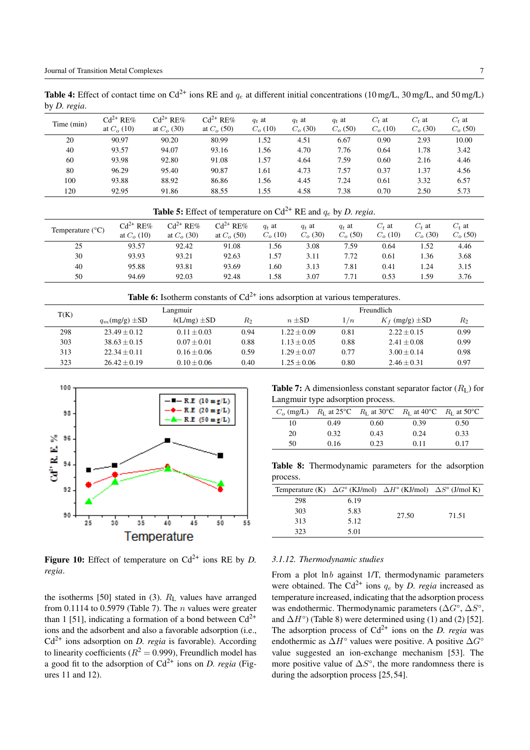**Table 4:** Effect of contact time on $Cd^{2+}$ ions RE and $q_e$ at different initial concentrations (10 mg/L, 30 mg/L, and 50 mg/L) by *D. regia*.

| Time (min) | $Cd^{2+}$ RE% at $C_o$ (10) | $Cd^{2+}$ RE% at $C_o$ (30) | $Cd^{2+}$ RE% at $C_o$ (50) | $q_t$ at $C_o$ (10) | $q_t$ at $C_o$ (30) | $q_t$ at $C_o$ (50) | $C_t$ at $C_o$ (10) | $C_t$ at $C_o$ (30) | $C_t$ at $C_o$ (50) |
|---|---|---|---|---|---|---|---|---|---|
| 20 | 90.97 | 90.20 | 80.99 | 1.52 | 4.51 | 6.67 | 0.90 | 2.93 | 10.00 |
| 40 | 93.57 | 94.07 | 93.16 | 1.56 | 4.70 | 7.76 | 0.64 | 1.78 | 3.42 |
| 60 | 93.98 | 92.80 | 91.08 | 1.57 | 4.64 | 7.59 | 0.60 | 2.16 | 4.46 |
| 80 | 96.29 | 95.40 | 90.87 | 1.61 | 4.73 | 7.57 | 0.37 | 1.37 | 4.56 |
| 100 | 93.88 | 88.92 | 86.86 | 1.56 | 4.45 | 7.24 | 0.61 | 3.32 | 6.57 |
| 120 | 92.95 | 91.86 | 88.55 | 1.55 | 4.58 | 7.38 | 0.70 | 2.50 | 5.73 |

**Table 5:** Effect of temperature on $Cd^{2+}$ RE and $q_e$ by *D. regia*.

| Temperature (°C) | $Cd^{2+}$ RE% at $C_o$ (10) | $Cd^{2+}$ RE% at $C_o$ (30) | $Cd^{2+}$ RE% at $C_o$ (50) | $q_t$ at $C_o$ (10) | $q_t$ at $C_o$ (30) | $q_t$ at $C_o$ (50) | $C_t$ at $C_o$ (10) | $C_t$ at $C_o$ (30) | $C_t$ at $C_o$ (50) |
|---|---|---|---|---|---|---|---|---|---|
| 25 | 93.57 | 92.42 | 91.08 | 1.56 | 3.08 | 7.59 | 0.64 | 1.52 | 4.46 |
| 30 | 93.93 | 93.21 | 92.63 | 1.57 | 3.11 | 7.72 | 0.61 | 1.36 | 3.68 |
| 40 | 95.88 | 93.81 | 93.69 | 1.60 | 3.13 | 7.81 | 0.41 | 1.24 | 3.15 |
| 50 | 94.69 | 92.03 | 92.48 | 1.58 | 3.07 | 7.71 | 0.53 | 1.59 | 3.76 |

**Table 6:** Isotherm constants of $Cd^{2+}$ ions adsorption at various temperatures.

| T(K) | Langmuir | | | Freundlich | | | |
|---|---|---|---|---|---|---|---|
| | $q_m$(mg/g) ±SD | $b$(L/mg) ±SD | $R_2$ | $n$ ±SD | $1/n$ | $K_f$ (mg/g) ±SD | $R_2$ |
| 298 | 23.49 ± 0.12 | 0.11 ± 0.03 | 0.94 | 1.22 ± 0.09 | 0.81 | 2.22 ± 0.15 | 0.99 |
| 303 | 38.63 ± 0.15 | 0.07 ± 0.01 | 0.88 | 1.13 ± 0.05 | 0.88 | 2.41 ± 0.08 | 0.99 |
| 313 | 22.34 ± 0.11 | 0.16 ± 0.06 | 0.59 | 1.29 ± 0.07 | 0.77 | 3.00 ± 0.14 | 0.98 |
| 323 | 26.42 ± 0.19 | 0.10 ± 0.06 | 0.40 | 1.25 ± 0.06 | 0.80 | 2.46 ± 0.31 | 0.97 |

**Figure 10:** Effect of temperature on $Cd^{2+}$ ions RE by *D. regia*.

the isotherms [50] stated in (3). $R_L$ values have arranged from 0.1114 to 0.5979 (Table 7). The $n$ values were greater than 1 [51], indicating a formation of a bond between $Cd^{2+}$ ions and the adsorbent and also a favorable adsorption (i.e., $Cd^{2+}$ ions adsorption on *D. regia* is favorable). According to linearity coefficients ($R^2 = 0.999$), Freundlich model has a good fit to the adsorption of $Cd^{2+}$ ions on *D. regia* (Figures 11 and 12).

**Table 7:** A dimensionless constant separator factor ($R_L$) for Langmuir type adsorption process.

| $C_o$ (mg/L) | $R_L$ at 25°C | $R_L$ at 30°C | $R_L$ at 40°C | $R_L$ at 50°C |
|---|---|---|---|---|
| 10 | 0.49 | 0.60 | 0.39 | 0.50 |
| 20 | 0.32 | 0.43 | 0.24 | 0.33 |
| 50 | 0.16 | 0.23 | 0.11 | 0.17 |

**Table 8:** Thermodynamic parameters for the adsorption process.

| Temperature (K) | $\Delta G^\circ$ (KJ/mol) | $\Delta H^\circ$ (KJ/mol) | $\Delta S^\circ$ (J/mol K) |
|---|---|---|---|
| 298 | 6.19 | 27.50 | 71.51 |
| 303 | 5.83 | | |
| 313 | 5.12 | | |
| 323 | 5.01 | | |

*3.1.12. Thermodynamic studies*

From a plot ln$b$ against 1/T, thermodynamic parameters were obtained. The $Cd^{2+}$ ions $q_e$ by *D. regia* increased as temperature increased, indicating that the adsorption process was endothermic. Thermodynamic parameters ($\Delta G^\circ$, $\Delta S^\circ$, and $\Delta H^\circ$) (Table 8) were determined using (1) and (2) [52]. The adsorption process of $Cd^{2+}$ ions on the *D. regia* was endothermic as $\Delta H^\circ$ values were positive. A positive $\Delta G^\circ$ value suggested an ion-exchange mechanism [53]. The more positive value of $\Delta S^\circ$, the more randomness there is during the adsorption process [25, 54].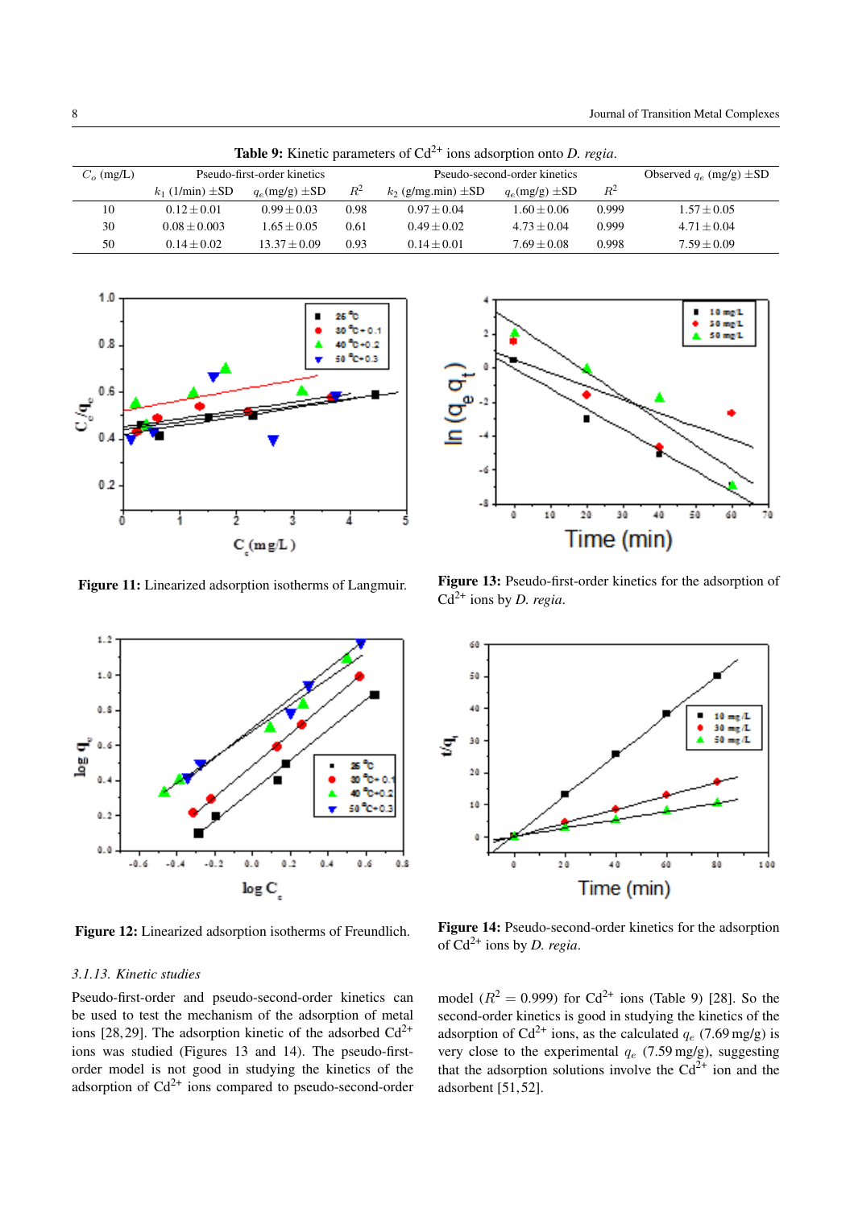**Table 9:** Kinetic parameters of $Cd^{2+}$ ions adsorption onto *D. regia*.

| $C_o$ (mg/L) | Pseudo-first-order kinetics | | | Pseudo-second-order kinetics | | | Observed $q_e$ (mg/g) ±SD |
|---|---|---|---|---|---|---|---|
| | $k_1$ (1/min) ±SD | $q_e$(mg/g) ±SD | $R^2$ | $k_2$ (g/mg.min) ±SD | $q_e$(mg/g) ±SD | $R^2$ | |
| 10 | $0.12 \pm 0.01$ | $0.99 \pm 0.03$ | 0.98 | $0.97 \pm 0.04$ | $1.60 \pm 0.06$ | 0.999 | $1.57 \pm 0.05$ |
| 30 | $0.08 \pm 0.003$ | $1.65 \pm 0.05$ | 0.61 | $0.49 \pm 0.02$ | $4.73 \pm 0.04$ | 0.999 | $4.71 \pm 0.04$ |
| 50 | $0.14 \pm 0.02$ | $13.37 \pm 0.09$ | 0.93 | $0.14 \pm 0.01$ | $7.69 \pm 0.08$ | 0.998 | $7.59 \pm 0.09$ |

**Figure 11:** Linearized adsorption isotherms of Langmuir.

**Figure 13:** Pseudo-first-order kinetics for the adsorption of $Cd^{2+}$ ions by *D. regia*.

**Figure 12:** Linearized adsorption isotherms of Freundlich.

**Figure 14:** Pseudo-second-order kinetics for the adsorption of $Cd^{2+}$ ions by *D. regia*.

### *3.1.13. Kinetic studies*

Pseudo-first-order and pseudo-second-order kinetics can be used to test the mechanism of the adsorption of metal ions [28,29]. The adsorption kinetic of the adsorbed $Cd^{2+}$ ions was studied (Figures 13 and 14). The pseudo-first-order model is not good in studying the kinetics of the adsorption of $Cd^{2+}$ ions compared to pseudo-second-order model ($R^2 = 0.999$) for $Cd^{2+}$ ions (Table 9) [28]. So the second-order kinetics is good in studying the kinetics of the adsorption of $Cd^{2+}$ ions, as the calculated $q_e$ (7.69 mg/g) is very close to the experimental $q_e$ (7.59 mg/g), suggesting that the adsorption solutions involve the $Cd^{2+}$ ion and the adsorbent [51,52].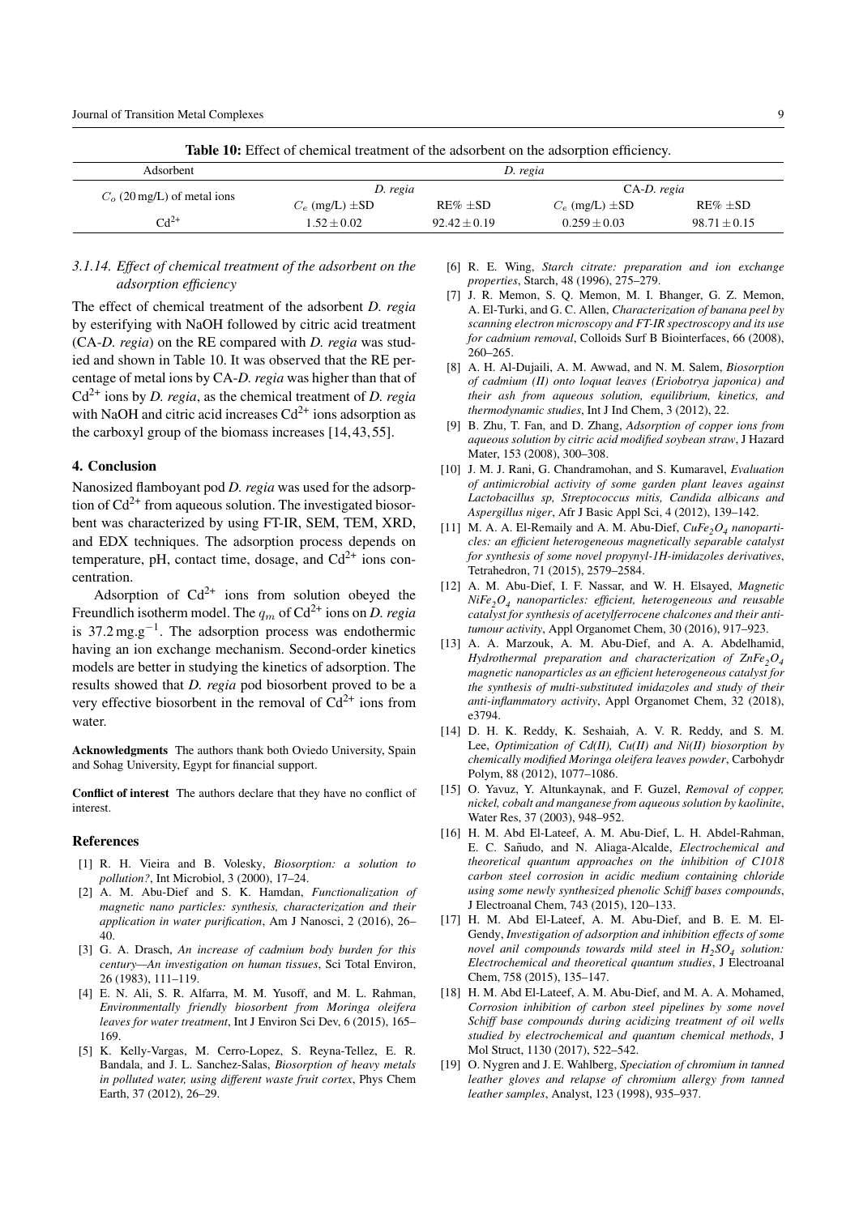**Table 10:** Effect of chemical treatment of the adsorbent on the adsorption efficiency.

| Adsorbent | *D. regia* | | | |
|---|---|---|---|---|
| $C_o$ (20 mg/L) of metal ions | *D. regia* | | CA-*D. regia* | |
| | $C_e$ (mg/L) ±SD | RE% ±SD | $C_e$ (mg/L) ±SD | RE% ±SD |
| $Cd^{2+}$ | 1.52 ± 0.02 | 92.42 ± 0.19 | 0.259 ± 0.03 | 98.71 ± 0.15 |

### 3.1.14. Effect of chemical treatment of the adsorbent on the adsorption efficiency

The effect of chemical treatment of the adsorbent *D. regia* by esterifying with NaOH followed by citric acid treatment (CA-*D. regia*) on the RE compared with *D. regia* was studied and shown in Table 10. It was observed that the RE percentage of metal ions by CA-*D. regia* was higher than that of $Cd^{2+}$ ions by *D. regia*, as the chemical treatment of *D. regia* with NaOH and citric acid increases $Cd^{2+}$ ions adsorption as the carboxyl group of the biomass increases [14, 43, 55].

## 4. Conclusion

Nanosized flamboyant pod *D. regia* was used for the adsorption of $Cd^{2+}$ from aqueous solution. The investigated biosorbent was characterized by using FT-IR, SEM, TEM, XRD, and EDX techniques. The adsorption process depends on temperature, pH, contact time, dosage, and $Cd^{2+}$ ions concentration.

Adsorption of $Cd^{2+}$ ions from solution obeyed the Freundlich isotherm model. The $q_m$ of $Cd^{2+}$ ions on *D. regia* is 37.2 $mg.g^{-1}$. The adsorption process was endothermic having an ion exchange mechanism. Second-order kinetics models are better in studying the kinetics of adsorption. The results showed that *D. regia* pod biosorbent proved to be a very effective biosorbent in the removal of $Cd^{2+}$ ions from water.

**Acknowledgments** The authors thank both Oviedo University, Spain and Sohag University, Egypt for financial support.

**Conflict of interest** The authors declare that they have no conflict of interest.

## References

[1] R. H. Vieira and B. Volesky, *Biosorption: a solution to pollution?*, Int Microbiol, 3 (2000), 17–24.

[2] A. M. Abu-Dief and S. K. Hamdan, *Functionalization of magnetic nano particles: synthesis, characterization and their application in water purification*, Am J Nanosci, 2 (2016), 26–40.

[3] G. A. Drasch, *An increase of cadmium body burden for this century—An investigation on human tissues*, Sci Total Environ, 26 (1983), 111–119.

[4] E. N. Ali, S. R. Alfarra, M. M. Yusoff, and M. L. Rahman, *Environmentally friendly biosorbent from Moringa oleifera leaves for water treatment*, Int J Environ Sci Dev, 6 (2015), 165–169.

[5] K. Kelly-Vargas, M. Cerro-Lopez, S. Reyna-Tellez, E. R. Bandala, and J. L. Sanchez-Salas, *Biosorption of heavy metals in polluted water, using different waste fruit cortex*, Phys Chem Earth, 37 (2012), 26–29.

[6] R. E. Wing, *Starch citrate: preparation and ion exchange properties*, Starch, 48 (1996), 275–279.

[7] J. R. Memon, S. Q. Memon, M. I. Bhanger, G. Z. Memon, A. El-Turki, and G. C. Allen, *Characterization of banana peel by scanning electron microscopy and FT-IR spectroscopy and its use for cadmium removal*, Colloids Surf B Biointerfaces, 66 (2008), 260–265.

[8] A. H. Al-Dujaili, A. M. Awwad, and N. M. Salem, *Biosorption of cadmium (II) onto loquat leaves (Eriobotrya japonica) and their ash from aqueous solution, equilibrium, kinetics, and thermodynamic studies*, Int J Ind Chem, 3 (2012), 22.

[9] B. Zhu, T. Fan, and D. Zhang, *Adsorption of copper ions from aqueous solution by citric acid modified soybean straw*, J Hazard Mater, 153 (2008), 300–308.

[10] J. M. J. Rani, G. Chandramohan, and S. Kumaravel, *Evaluation of antimicrobial activity of some garden plant leaves against Lactobacillus sp, Streptococcus mitis, Candida albicans and Aspergillus niger*, Afr J Basic Appl Sci, 4 (2012), 139–142.

[11] M. A. A. El-Remaily and A. M. Abu-Dief, *$CuFe_2O_4$ nanoparticles: an efficient heterogeneous magnetically separable catalyst for synthesis of some novel propynyl-1H-imidazoles derivatives*, Tetrahedron, 71 (2015), 2579–2584.

[12] A. M. Abu-Dief, I. F. Nassar, and W. H. Elsayed, *Magnetic $NiFe_2O_4$ nanoparticles: efficient, heterogeneous and reusable catalyst for synthesis of acetylferrocene chalcones and their anti-tumour activity*, Appl Organomet Chem, 30 (2016), 917–923.

[13] A. A. Marzouk, A. M. Abu-Dief, and A. A. Abdelhamid, *Hydrothermal preparation and characterization of $ZnFe_2O_4$ magnetic nanoparticles as an efficient heterogeneous catalyst for the synthesis of multi-substituted imidazoles and study of their anti-inflammatory activity*, Appl Organomet Chem, 32 (2018), e3794.

[14] D. H. K. Reddy, K. Seshaiah, A. V. R. Reddy, and S. M. Lee, *Optimization of Cd(II), Cu(II) and Ni(II) biosorption by chemically modified Moringa oleifera leaves powder*, Carbohydr Polym, 88 (2012), 1077–1086.

[15] O. Yavuz, Y. Altunkaynak, and F. Guzel, *Removal of copper, nickel, cobalt and manganese from aqueous solution by kaolinite*, Water Res, 37 (2003), 948–952.

[16] H. M. Abd El-Lateef, A. M. Abu-Dief, L. H. Abdel-Rahman, E. C. Sañudo, and N. Aliaga-Alcalde, *Electrochemical and theoretical quantum approaches on the inhibition of C1018 carbon steel corrosion in acidic medium containing chloride using some newly synthesized phenolic Schiff bases compounds*, J Electroanal Chem, 743 (2015), 120–133.

[17] H. M. Abd El-Lateef, A. M. Abu-Dief, and B. E. M. El-Gendy, *Investigation of adsorption and inhibition effects of some novel anil compounds towards mild steel in $H_2SO_4$ solution: Electrochemical and theoretical quantum studies*, J Electroanal Chem, 758 (2015), 135–147.

[18] H. M. Abd El-Lateef, A. M. Abu-Dief, and M. A. A. Mohamed, *Corrosion inhibition of carbon steel pipelines by some novel Schiff base compounds during acidizing treatment of oil wells studied by electrochemical and quantum chemical methods*, J Mol Struct, 1130 (2017), 522–542.

[19] O. Nygren and J. E. Wahlberg, *Speciation of chromium in tanned leather gloves and relapse of chromium allergy from tanned leather samples*, Analyst, 123 (1998), 935–937.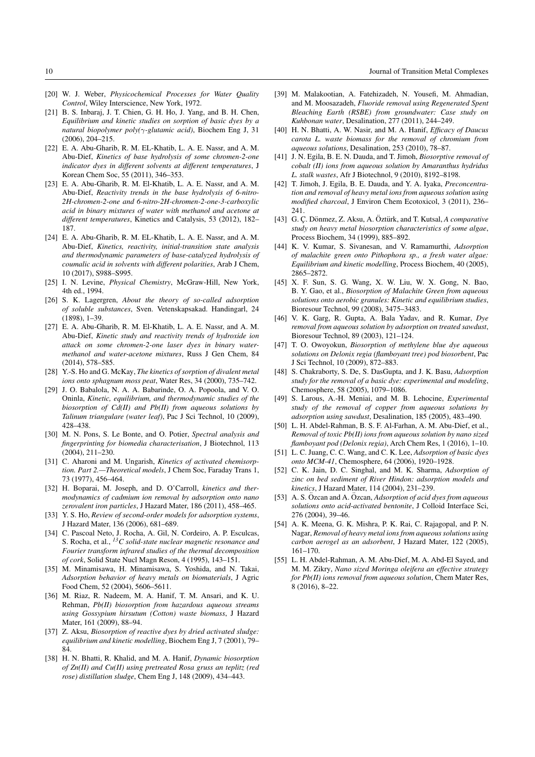[20] W. J. Weber, *Physicochemical Processes for Water Quality Control*, Wiley Interscience, New York, 1972.

[21] B. S. Inbaraj, J. T. Chien, G. H. Ho, J. Yang, and B. H. Chen, *Equilibrium and kinetic studies on sorption of basic dyes by a natural biopolymer poly($\gamma$-glutamic acid)*, Biochem Eng J, 31 (2006), 204–215.

[22] E. A. Abu-Gharib, R. M. EL-Khatib, L. A. E. Nassr, and A. M. Abu-Dief, *Kinetics of base hydrolysis of some chromen-2-one indicator dyes in different solvents at different temperatures*, J Korean Chem Soc, 55 (2011), 346–353.

[23] E. A. Abu-Gharib, R. M. El-Khatib, L. A. E. Nassr, and A. M. Abu-Dief, *Reactivity trends in the base hydrolysis of 6-nitro-2H-chromen-2-one and 6-nitro-2H-chromen-2-one-3-carboxylic acid in binary mixtures of water with methanol and acetone at different temperatures*, Kinetics and Catalysis, 53 (2012), 182–187.

[24] E. A. Abu-Gharib, R. M. EL-Khatib, L. A. E. Nassr, and A. M. Abu-Dief, *Kinetics, reactivity, initial-transition state analysis and thermodynamic parameters of base-catalyzed hydrolysis of coumalic acid in solvents with different polarities*, Arab J Chem, 10 (2017), S988–S995.

[25] I. N. Levine, *Physical Chemistry*, McGraw-Hill, New York, 4th ed., 1994.

[26] S. K. Lagergren, *About the theory of so-called adsorption of soluble substances*, Sven. Vetenskapsakad. Handingarl, 24 (1898), 1–39.

[27] E. A. Abu-Gharib, R. M. El-Khatib, L. A. E. Nassr, and A. M. Abu-Dief, *Kinetic study and reactivity trends of hydroxide ion attack on some chromen-2-one laser dyes in binary water-methanol and water-acetone mixtures*, Russ J Gen Chem, 84 (2014), 578–585.

[28] Y.-S. Ho and G. McKay, *The kinetics of sorption of divalent metal ions onto sphagnum moss peat*, Water Res, 34 (2000), 735–742.

[29] J. O. Babalola, N. A. A. Babarinde, O. A. Popoola, and V. O. Oninla, *Kinetic, equilibrium, and thermodynamic studies of the biosorption of Cd(II) and Pb(II) from aqueous solutions by Talinum triangulare (water leaf)*, Pac J Sci Technol, 10 (2009), 428–438.

[30] M. N. Pons, S. Le Bonte, and O. Potier, *Spectral analysis and fingerprinting for biomedia characterisation*, J Biotechnol, 113 (2004), 211–230.

[31] C. Aharoni and M. Ungarish, *Kinetics of activated chemisorption. Part 2.—Theoretical models*, J Chem Soc, Faraday Trans 1, 73 (1977), 456–464.

[32] H. Boparai, M. Joseph, and D. O'Carroll, *kinetics and thermodynamics of cadmium ion removal by adsorption onto nano zerovalent iron particles*, J Hazard Mater, 186 (2011), 458–465.

[33] Y. S. Ho, *Review of second-order models for adsorption systems*, J Hazard Mater, 136 (2006), 681–689.

[34] C. Pascoal Neto, J. Rocha, A. Gil, N. Cordeiro, A. P. Esculcas, S. Rocha, et al., *$^{13}C$ solid-state nuclear magnetic resonance and Fourier transform infrared studies of the thermal decomposition of cork*, Solid State Nucl Magn Reson, 4 (1995), 143–151.

[35] M. Minamisawa, H. Minamisawa, S. Yoshida, and N. Takai, *Adsorption behavior of heavy metals on biomaterials*, J Agric Food Chem, 52 (2004), 5606–5611.

[36] M. Riaz, R. Nadeem, M. A. Hanif, T. M. Ansari, and K. U. Rehman, *Pb(II) biosorption from hazardous aqueous streams using Gossypium hirsutum (Cotton) waste biomass*, J Hazard Mater, 161 (2009), 88–94.

[37] Z. Aksu, *Biosorption of reactive dyes by dried activated sludge: equilibrium and kinetic modelling*, Biochem Eng J, 7 (2001), 79–84.

[38] H. N. Bhatti, R. Khalid, and M. A. Hanif, *Dynamic biosorption of Zn(II) and Cu(II) using pretreated Rosa gruss an teplitz (red rose) distillation sludge*, Chem Eng J, 148 (2009), 434–443.

[39] M. Malakootian, A. Fatehizadeh, N. Yousefi, M. Ahmadian, and M. Moosazadeh, *Fluoride removal using Regenerated Spent Bleaching Earth (RSBE) from groundwater: Case study on Kuhbonan water*, Desalination, 277 (2011), 244–249.

[40] H. N. Bhatti, A. W. Nasir, and M. A. Hanif, *Efficacy of Daucus carota L. waste biomass for the removal of chromium from aqueous solutions*, Desalination, 253 (2010), 78–87.

[41] J. N. Egila, B. E. N. Dauda, and T. Jimoh, *Biosorptive removal of cobalt (II) ions from aqueous solution by Amaranthus hydridus L. stalk wastes*, Afr J Biotechnol, 9 (2010), 8192–8198.

[42] T. Jimoh, J. Egila, B. E. Dauda, and Y. A. Iyaka, *Preconcentration and removal of heavy metal ions from aqueous solution using modified charcoal*, J Environ Chem Ecotoxicol, 3 (2011), 236–241.

[43] G. Ç. Dönmez, Z. Aksu, A. Öztürk, and T. Kutsal, *A comparative study on heavy metal biosorption characteristics of some algae*, Process Biochem, 34 (1999), 885–892.

[44] K. V. Kumar, S. Sivanesan, and V. Ramamurthi, *Adsorption of malachite green onto Pithophora sp., a fresh water algae: Equilibrium and kinetic modelling*, Process Biochem, 40 (2005), 2865–2872.

[45] X. F. Sun, S. G. Wang, X. W. Liu, W. X. Gong, N. Bao, B. Y. Gao, et al., *Biosorption of Malachite Green from aqueous solutions onto aerobic granules: Kinetic and equilibrium studies*, Bioresour Technol, 99 (2008), 3475–3483.

[46] V. K. Garg, R. Gupta, A. Bala Yadav, and R. Kumar, *Dye removal from aqueous solution by adsorption on treated sawdust*, Bioresour Technol, 89 (2003), 121–124.

[47] T. O. Owoyokun, *Biosorption of methylene blue dye aqueous solutions on Delonix regia (flamboyant tree) pod biosorbent*, Pac J Sci Technol, 10 (2009), 872–883.

[48] S. Chakraborty, S. De, S. DasGupta, and J. K. Basu, *Adsorption study for the removal of a basic dye: experimental and modeling*, Chemosphere, 58 (2005), 1079–1086.

[49] S. Larous, A.-H. Meniai, and M. B. Lehocine, *Experimental study of the removal of copper from aqueous solutions by adsorption using sawdust*, Desalination, 185 (2005), 483–490.

[50] L. H. Abdel-Rahman, B. S. F. Al-Farhan, A. M. Abu-Dief, et al., *Removal of toxic Pb(II) ions from aqueous solution by nano sized flamboyant pod (Delonix regia)*, Arch Chem Res, 1 (2016), 1–10.

[51] L. C. Juang, C. C. Wang, and C. K. Lee, *Adsorption of basic dyes onto MCM-41*, Chemosphere, 64 (2006), 1920–1928.

[52] C. K. Jain, D. C. Singhal, and M. K. Sharma, *Adsorption of zinc on bed sediment of River Hindon: adsorption models and kinetics*, J Hazard Mater, 114 (2004), 231–239.

[53] A. S. Özcan and A. Özcan, *Adsorption of acid dyes from aqueous solutions onto acid-activated bentonite*, J Colloid Interface Sci, 276 (2004), 39–46.

[54] A. K. Meena, G. K. Mishra, P. K. Rai, C. Rajagopal, and P. N. Nagar, *Removal of heavy metal ions from aqueous solutions using carbon aerogel as an adsorbent*, J Hazard Mater, 122 (2005), 161–170.

[55] L. H. Abdel-Rahman, A. M. Abu-Dief, M. A. Abd-El Sayed, and M. M. Zikry, *Nano sized Moringa oleifera an effective strategy for Pb(II) ions removal from aqueous solution*, Chem Mater Res, 8 (2016), 8–22.